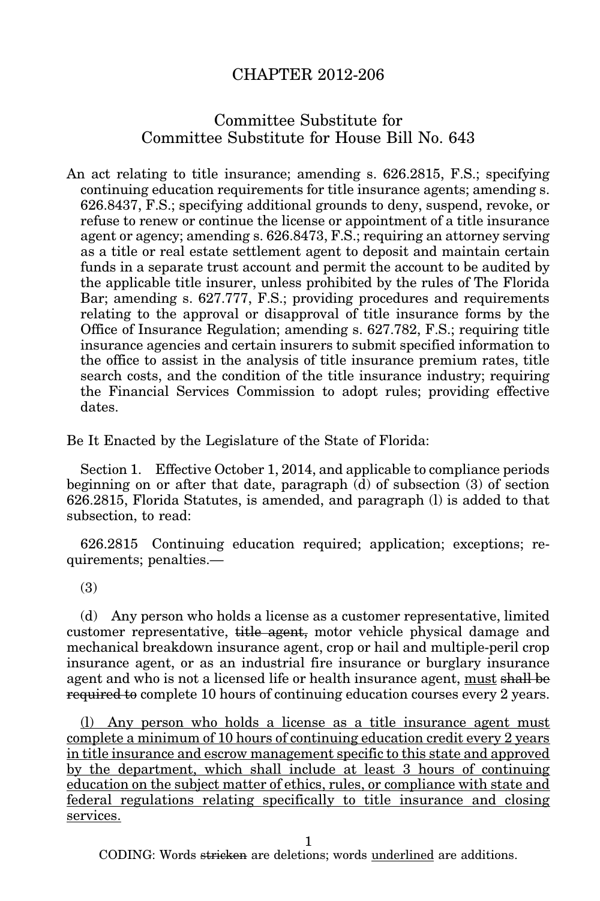# CHAPTER 2012-206

## Committee Substitute for Committee Substitute for House Bill No. 643

An act relating to title insurance; amending s. 626.2815, F.S.; specifying continuing education requirements for title insurance agents; amending s. 626.8437, F.S.; specifying additional grounds to deny, suspend, revoke, or refuse to renew or continue the license or appointment of a title insurance agent or agency; amending s. 626.8473, F.S.; requiring an attorney serving as a title or real estate settlement agent to deposit and maintain certain funds in a separate trust account and permit the account to be audited by the applicable title insurer, unless prohibited by the rules of The Florida Bar; amending s. 627.777, F.S.; providing procedures and requirements relating to the approval or disapproval of title insurance forms by the Office of Insurance Regulation; amending s. 627.782, F.S.; requiring title insurance agencies and certain insurers to submit specified information to the office to assist in the analysis of title insurance premium rates, title search costs, and the condition of the title insurance industry; requiring the Financial Services Commission to adopt rules; providing effective dates.

Be It Enacted by the Legislature of the State of Florida:

Section 1. Effective October 1, 2014, and applicable to compliance periods beginning on or after that date, paragraph (d) of subsection (3) of section 626.2815, Florida Statutes, is amended, and paragraph (l) is added to that subsection, to read:

626.2815 Continuing education required; application; exceptions; requirements; penalties.—

(3)

(d) Any person who holds a license as a customer representative, limited customer representative, ~~title agent,~~ motor vehicle physical damage and mechanical breakdown insurance agent, crop or hail and multiple-peril crop insurance agent, or as an industrial fire insurance or burglary insurance agent and who is not a licensed life or health insurance agent, <u>must</u> ~~shall be required to~~ complete 10 hours of continuing education courses every 2 years.

<u>(l) Any person who holds a license as a title insurance agent must complete a minimum of 10 hours of continuing education credit every 2 years in title insurance and escrow management specific to this state and approved by the department, which shall include at least 3 hours of continuing education on the subject matter of ethics, rules, or compliance with state and federal regulations relating specifically to title insurance and closing services.</u>

CODING: Words ~~stricken~~ are deletions; words <u>underlined</u> are additions.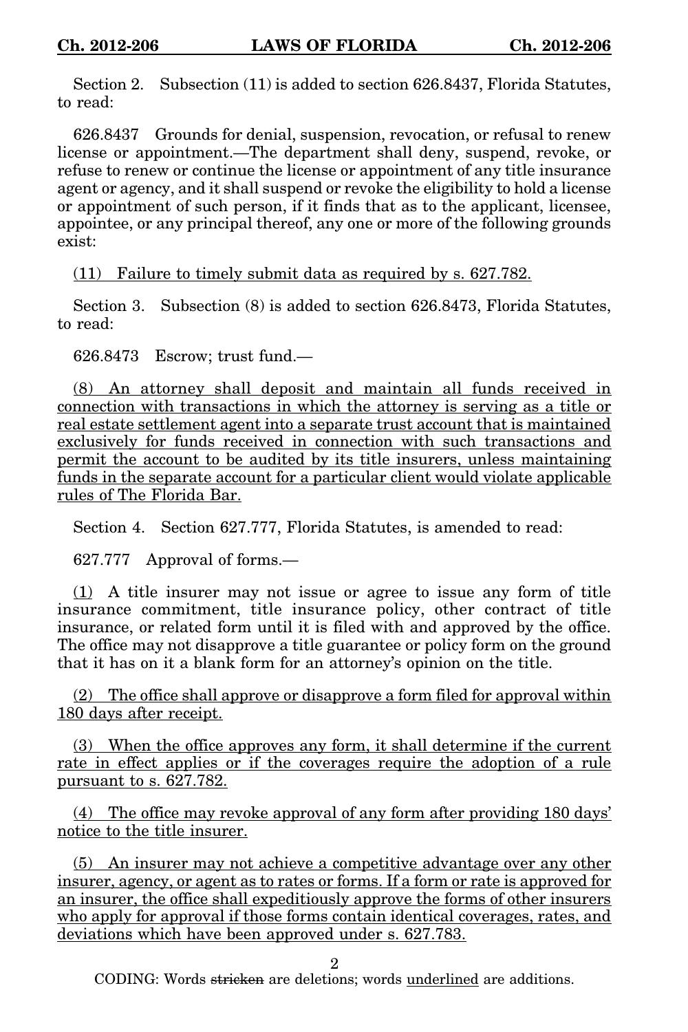Section 2. Subsection (11) is added to section 626.8437, Florida Statutes, to read:

626.8437 Grounds for denial, suspension, revocation, or refusal to renew license or appointment.—The department shall deny, suspend, revoke, or refuse to renew or continue the license or appointment of any title insurance agent or agency, and it shall suspend or revoke the eligibility to hold a license or appointment of such person, if it finds that as to the applicant, licensee, appointee, or any principal thereof, any one or more of the following grounds exist:

<u>(11) Failure to timely submit data as required by s. 627.782.</u>

Section 3. Subsection (8) is added to section 626.8473, Florida Statutes, to read:

626.8473 Escrow; trust fund.—

<u>(8) An attorney shall deposit and maintain all funds received in connection with transactions in which the attorney is serving as a title or real estate settlement agent into a separate trust account that is maintained exclusively for funds received in connection with such transactions and permit the account to be audited by its title insurers, unless maintaining funds in the separate account for a particular client would violate applicable rules of The Florida Bar.</u>

Section 4. Section 627.777, Florida Statutes, is amended to read:

627.777 Approval of forms.—

<u>(1)</u> A title insurer may not issue or agree to issue any form of title insurance commitment, title insurance policy, other contract of title insurance, or related form until it is filed with and approved by the office. The office may not disapprove a title guarantee or policy form on the ground that it has on it a blank form for an attorney's opinion on the title.

<u>(2) The office shall approve or disapprove a form filed for approval within 180 days after receipt.</u>

<u>(3) When the office approves any form, it shall determine if the current rate in effect applies or if the coverages require the adoption of a rule pursuant to s. 627.782.</u>

<u>(4) The office may revoke approval of any form after providing 180 days' notice to the title insurer.</u>

<u>(5) An insurer may not achieve a competitive advantage over any other insurer, agency, or agent as to rates or forms. If a form or rate is approved for an insurer, the office shall expeditiously approve the forms of other insurers who apply for approval if those forms contain identical coverages, rates, and deviations which have been approved under s. 627.783.</u>

CODING: Words ~~stricken~~ are deletions; words <u>underlined</u> are additions.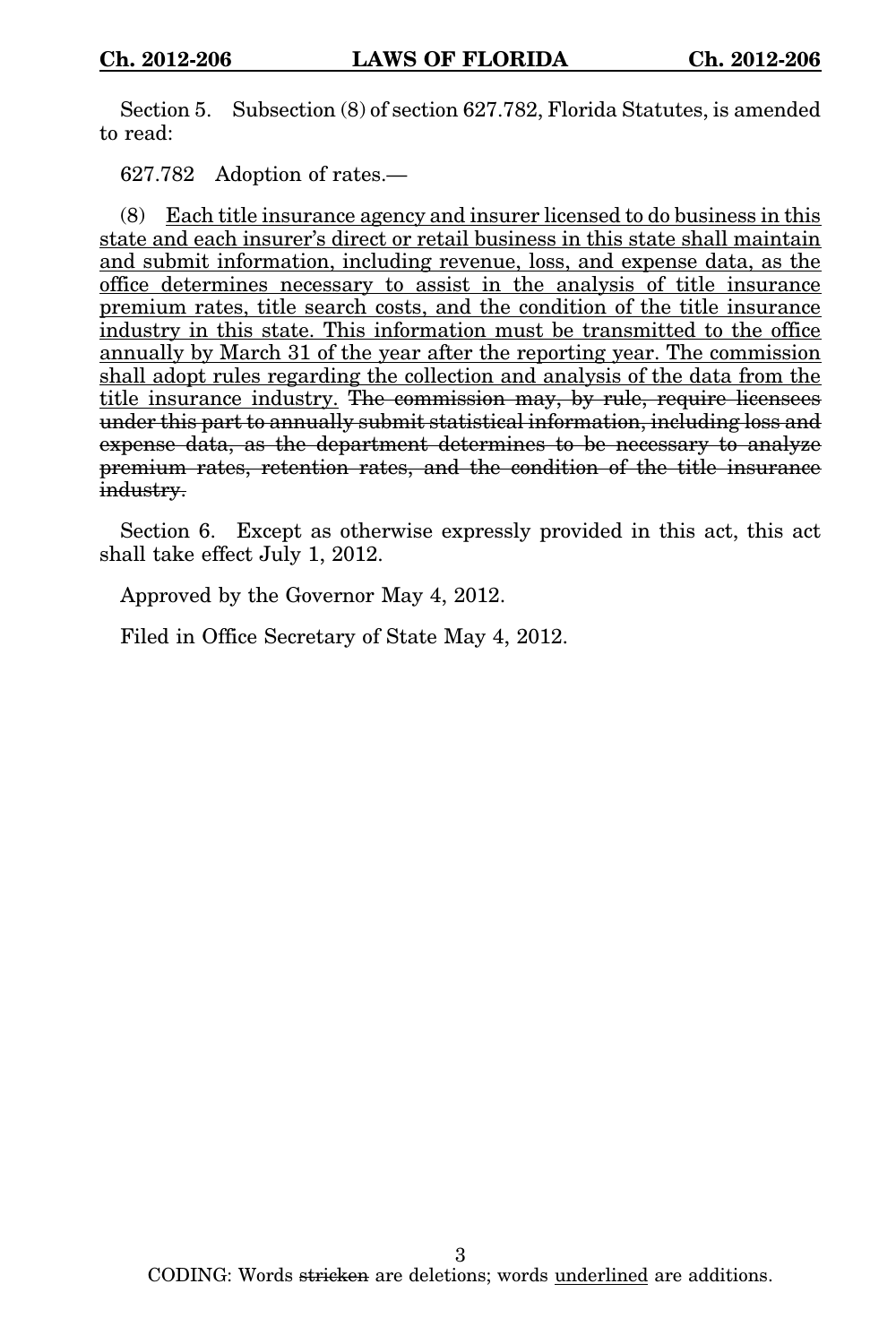Section 5. Subsection (8) of section 627.782, Florida Statutes, is amended to read:

627.782 Adoption of rates.—

(8) <u>Each title insurance agency and insurer licensed to do business in this state and each insurer's direct or retail business in this state shall maintain and submit information, including revenue, loss, and expense data, as the office determines necessary to assist in the analysis of title insurance premium rates, title search costs, and the condition of the title insurance industry in this state. This information must be transmitted to the office annually by March 31 of the year after the reporting year. The commission shall adopt rules regarding the collection and analysis of the data from the title insurance industry.</u> ~~The commission may, by rule, require licensees under this part to annually submit statistical information, including loss and expense data, as the department determines to be necessary to analyze premium rates, retention rates, and the condition of the title insurance industry.~~

Section 6. Except as otherwise expressly provided in this act, this act shall take effect July 1, 2012.

Approved by the Governor May 4, 2012.

Filed in Office Secretary of State May 4, 2012.